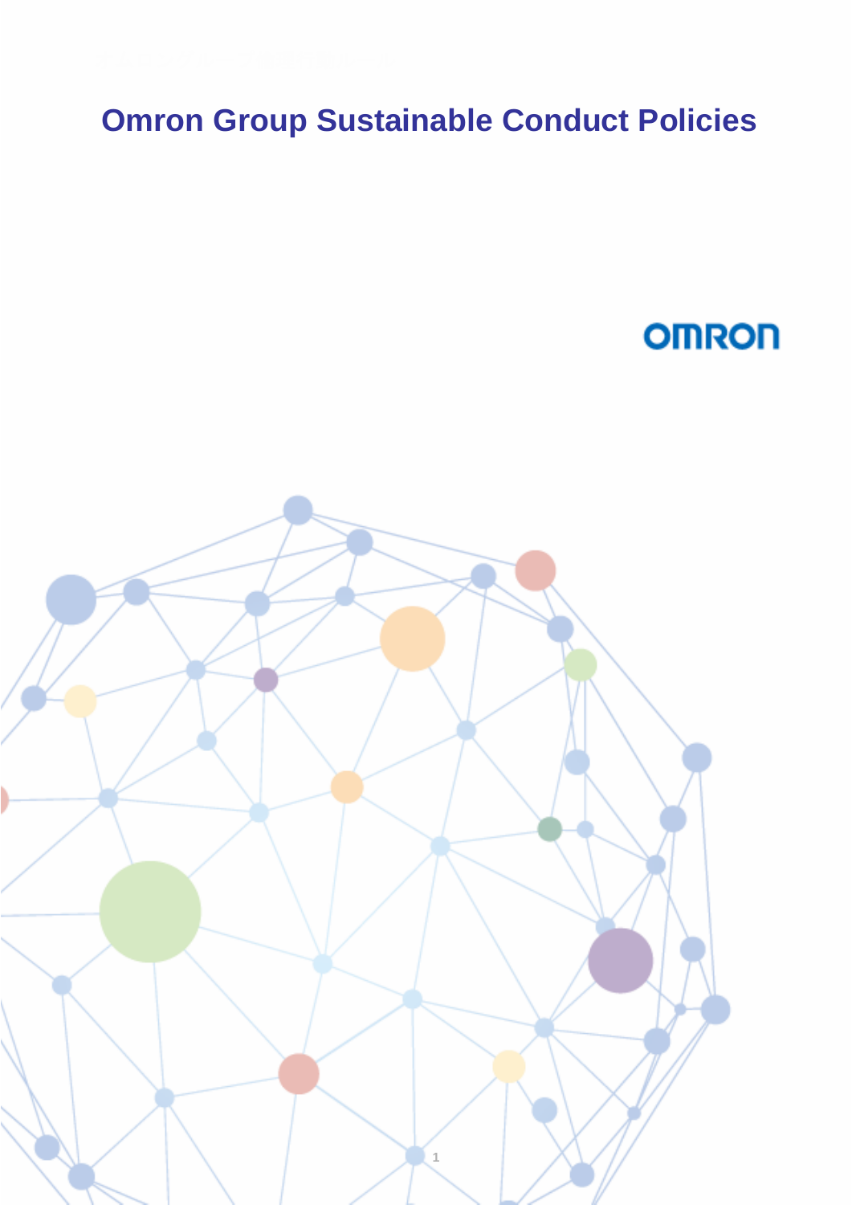# Omron Group Sustainable Conduct Policies

OMRON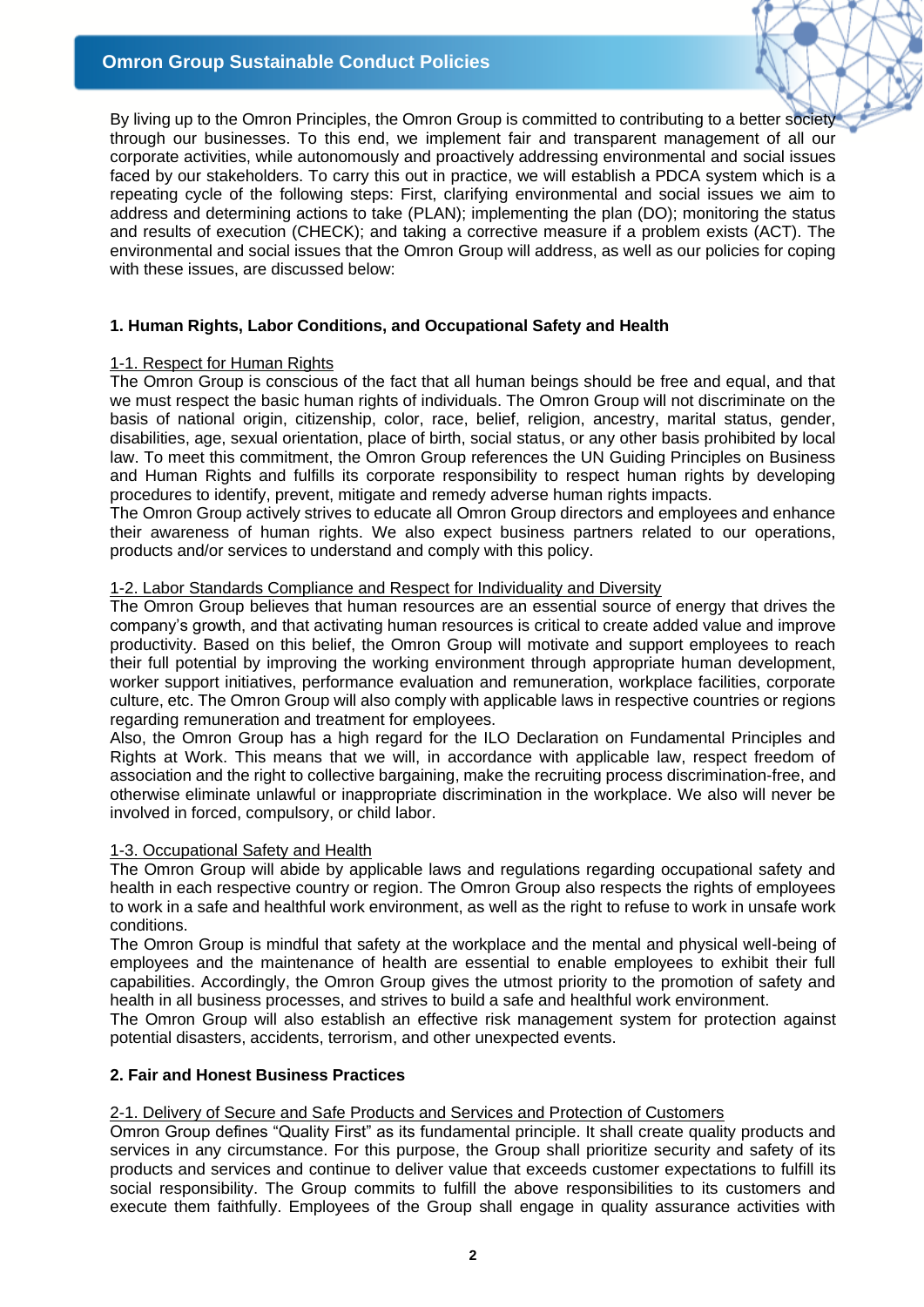# Omron Group Sustainable Conduct Policies

By living up to the Omron Principles, the Omron Group is committed to contributing to a better society through our businesses. To this end, we implement fair and transparent management of all our corporate activities, while autonomously and proactively addressing environmental and social issues faced by our stakeholders. To carry this out in practice, we will establish a PDCA system which is a repeating cycle of the following steps: First, clarifying environmental and social issues we aim to address and determining actions to take (PLAN); implementing the plan (DO); monitoring the status and results of execution (CHECK); and taking a corrective measure if a problem exists (ACT). The environmental and social issues that the Omron Group will address, as well as our policies for coping with these issues, are discussed below:

## 1. Human Rights, Labor Conditions, and Occupational Safety and Health

### 1-1. Respect for Human Rights

The Omron Group is conscious of the fact that all human beings should be free and equal, and that we must respect the basic human rights of individuals. The Omron Group will not discriminate on the basis of national origin, citizenship, color, race, belief, religion, ancestry, marital status, gender, disabilities, age, sexual orientation, place of birth, social status, or any other basis prohibited by local law. To meet this commitment, the Omron Group references the UN Guiding Principles on Business and Human Rights and fulfills its corporate responsibility to respect human rights by developing procedures to identify, prevent, mitigate and remedy adverse human rights impacts.

The Omron Group actively strives to educate all Omron Group directors and employees and enhance their awareness of human rights. We also expect business partners related to our operations, products and/or services to understand and comply with this policy.

### 1-2. Labor Standards Compliance and Respect for Individuality and Diversity

The Omron Group believes that human resources are an essential source of energy that drives the company's growth, and that activating human resources is critical to create added value and improve productivity. Based on this belief, the Omron Group will motivate and support employees to reach their full potential by improving the working environment through appropriate human development, worker support initiatives, performance evaluation and remuneration, workplace facilities, corporate culture, etc. The Omron Group will also comply with applicable laws in respective countries or regions regarding remuneration and treatment for employees.

Also, the Omron Group has a high regard for the ILO Declaration on Fundamental Principles and Rights at Work. This means that we will, in accordance with applicable law, respect freedom of association and the right to collective bargaining, make the recruiting process discrimination-free, and otherwise eliminate unlawful or inappropriate discrimination in the workplace. We also will never be involved in forced, compulsory, or child labor.

### 1-3. Occupational Safety and Health

The Omron Group will abide by applicable laws and regulations regarding occupational safety and health in each respective country or region. The Omron Group also respects the rights of employees to work in a safe and healthful work environment, as well as the right to refuse to work in unsafe work conditions.

The Omron Group is mindful that safety at the workplace and the mental and physical well-being of employees and the maintenance of health are essential to enable employees to exhibit their full capabilities. Accordingly, the Omron Group gives the utmost priority to the promotion of safety and health in all business processes, and strives to build a safe and healthful work environment.

The Omron Group will also establish an effective risk management system for protection against potential disasters, accidents, terrorism, and other unexpected events.

## 2. Fair and Honest Business Practices

### 2-1. Delivery of Secure and Safe Products and Services and Protection of Customers

Omron Group defines "Quality First" as its fundamental principle. It shall create quality products and services in any circumstance. For this purpose, the Group shall prioritize security and safety of its products and services and continue to deliver value that exceeds customer expectations to fulfill its social responsibility. The Group commits to fulfill the above responsibilities to its customers and execute them faithfully. Employees of the Group shall engage in quality assurance activities with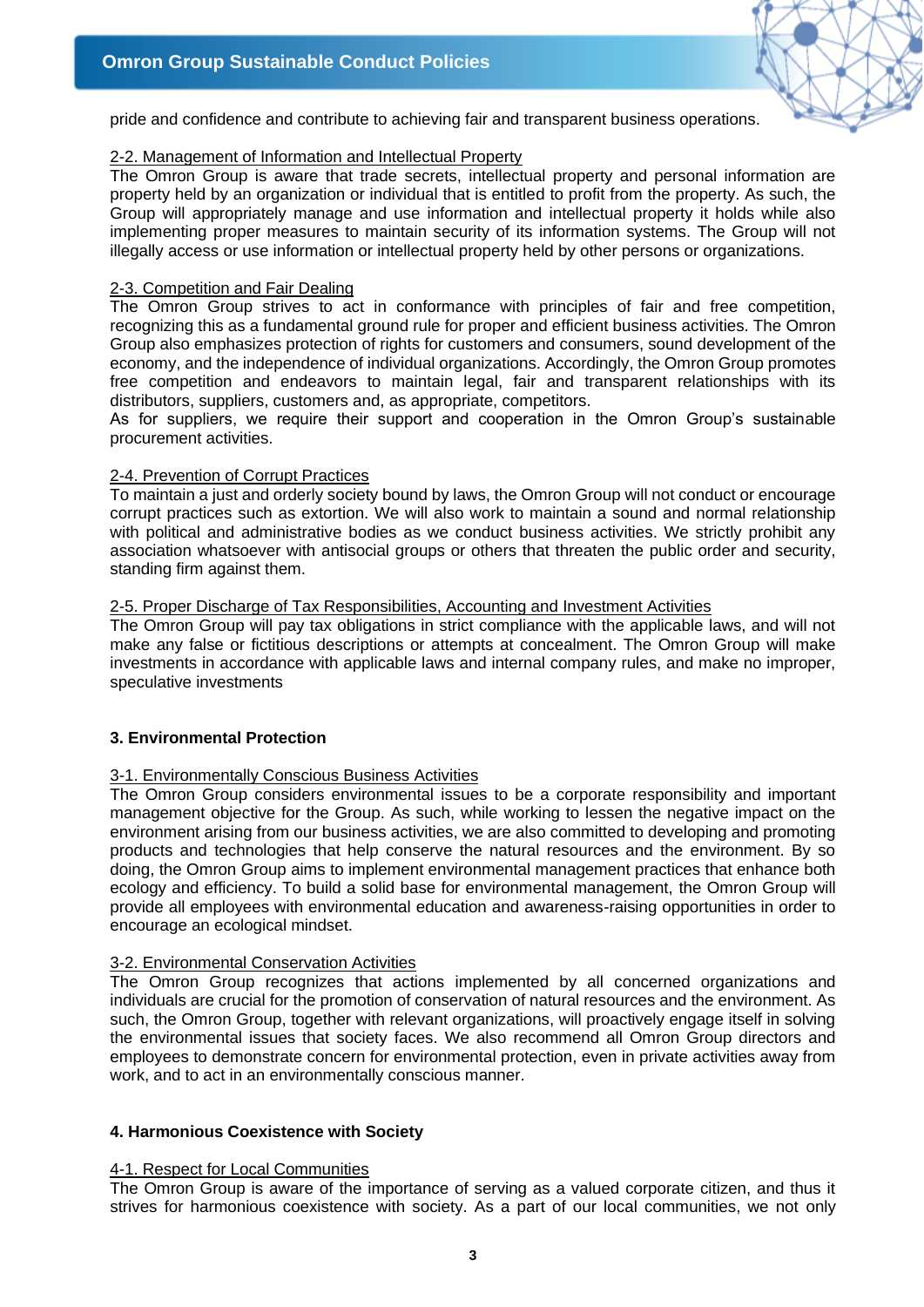pride and confidence and contribute to achieving fair and transparent business operations.

2-2. Management of Information and Intellectual Property

The Omron Group is aware that trade secrets, intellectual property and personal information are property held by an organization or individual that is entitled to profit from the property. As such, the Group will appropriately manage and use information and intellectual property it holds while also implementing proper measures to maintain security of its information systems. The Group will not illegally access or use information or intellectual property held by other persons or organizations.

2-3. Competition and Fair Dealing

The Omron Group strives to act in conformance with principles of fair and free competition, recognizing this as a fundamental ground rule for proper and efficient business activities. The Omron Group also emphasizes protection of rights for customers and consumers, sound development of the economy, and the independence of individual organizations. Accordingly, the Omron Group promotes free competition and endeavors to maintain legal, fair and transparent relationships with its distributors, suppliers, customers and, as appropriate, competitors.

As for suppliers, we require their support and cooperation in the Omron Group's sustainable procurement activities.

2-4. Prevention of Corrupt Practices

To maintain a just and orderly society bound by laws, the Omron Group will not conduct or encourage corrupt practices such as extortion. We will also work to maintain a sound and normal relationship with political and administrative bodies as we conduct business activities. We strictly prohibit any association whatsoever with antisocial groups or others that threaten the public order and security, standing firm against them.

2-5. Proper Discharge of Tax Responsibilities, Accounting and Investment Activities

The Omron Group will pay tax obligations in strict compliance with the applicable laws, and will not make any false or fictitious descriptions or attempts at concealment. The Omron Group will make investments in accordance with applicable laws and internal company rules, and make no improper, speculative investments

## 3. Environmental Protection

3-1. Environmentally Conscious Business Activities

The Omron Group considers environmental issues to be a corporate responsibility and important management objective for the Group. As such, while working to lessen the negative impact on the environment arising from our business activities, we are also committed to developing and promoting products and technologies that help conserve the natural resources and the environment. By so doing, the Omron Group aims to implement environmental management practices that enhance both ecology and efficiency. To build a solid base for environmental management, the Omron Group will provide all employees with environmental education and awareness-raising opportunities in order to encourage an ecological mindset.

3-2. Environmental Conservation Activities

The Omron Group recognizes that actions implemented by all concerned organizations and individuals are crucial for the promotion of conservation of natural resources and the environment. As such, the Omron Group, together with relevant organizations, will proactively engage itself in solving the environmental issues that society faces. We also recommend all Omron Group directors and employees to demonstrate concern for environmental protection, even in private activities away from work, and to act in an environmentally conscious manner.

## 4. Harmonious Coexistence with Society

4-1. Respect for Local Communities

The Omron Group is aware of the importance of serving as a valued corporate citizen, and thus it strives for harmonious coexistence with society. As a part of our local communities, we not only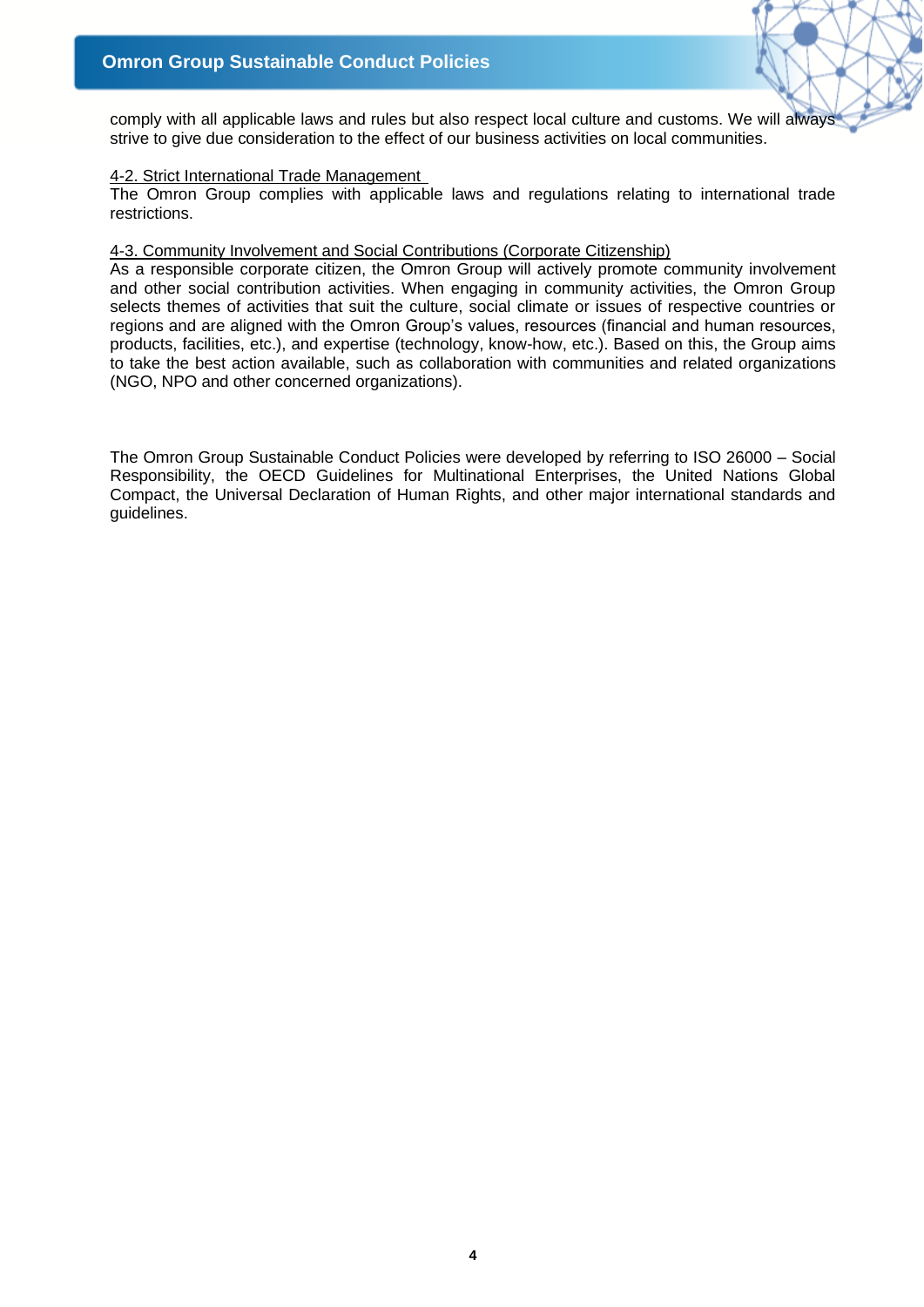comply with all applicable laws and rules but also respect local culture and customs. We will always strive to give due consideration to the effect of our business activities on local communities.

4-2. Strict International Trade Management

The Omron Group complies with applicable laws and regulations relating to international trade restrictions.

4-3. Community Involvement and Social Contributions (Corporate Citizenship)

As a responsible corporate citizen, the Omron Group will actively promote community involvement and other social contribution activities. When engaging in community activities, the Omron Group selects themes of activities that suit the culture, social climate or issues of respective countries or regions and are aligned with the Omron Group's values, resources (financial and human resources, products, facilities, etc.), and expertise (technology, know-how, etc.). Based on this, the Group aims to take the best action available, such as collaboration with communities and related organizations (NGO, NPO and other concerned organizations).

The Omron Group Sustainable Conduct Policies were developed by referring to ISO 26000 – Social Responsibility, the OECD Guidelines for Multinational Enterprises, the United Nations Global Compact, the Universal Declaration of Human Rights, and other major international standards and guidelines.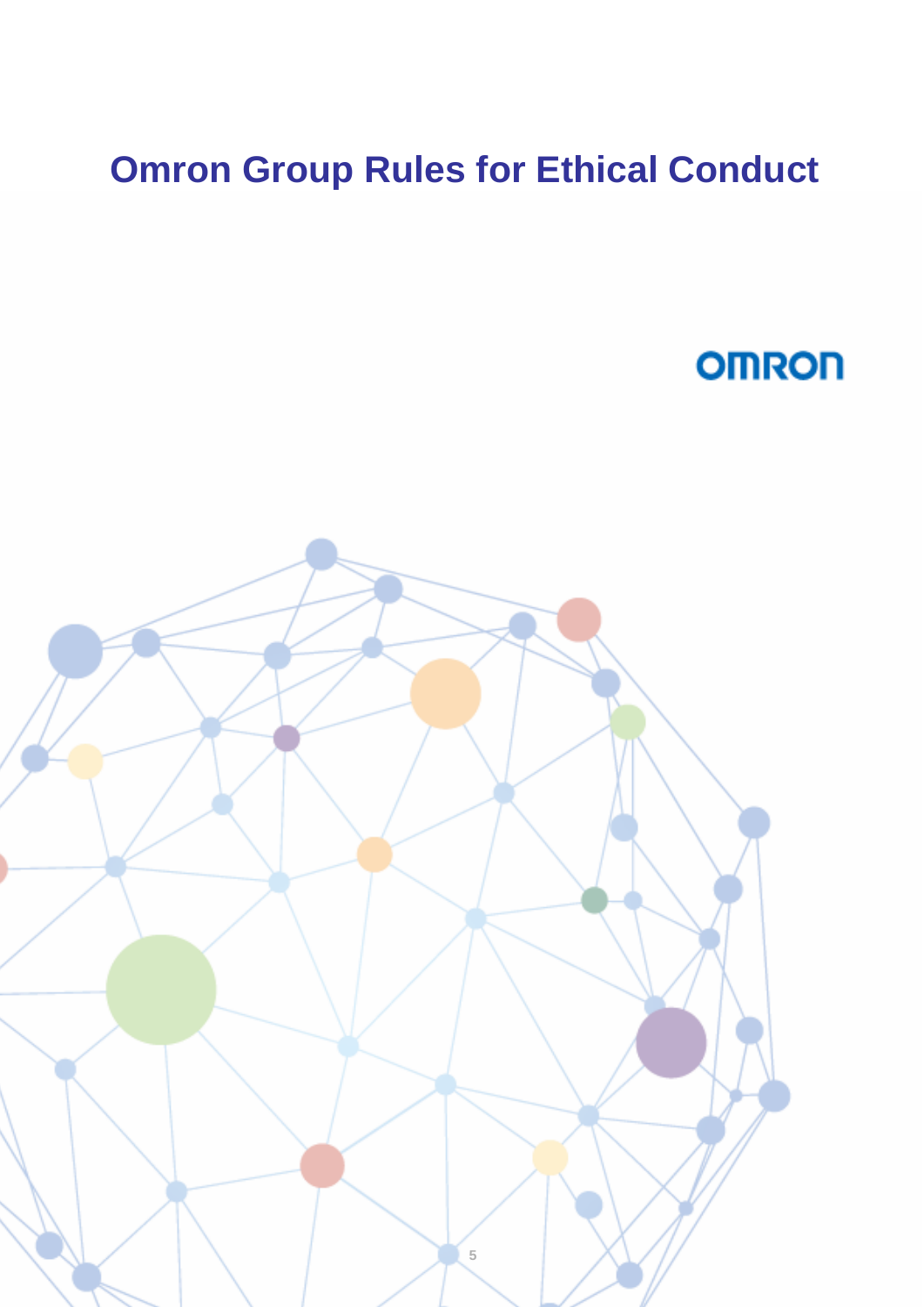# Omron Group Rules for Ethical Conduct

OMRON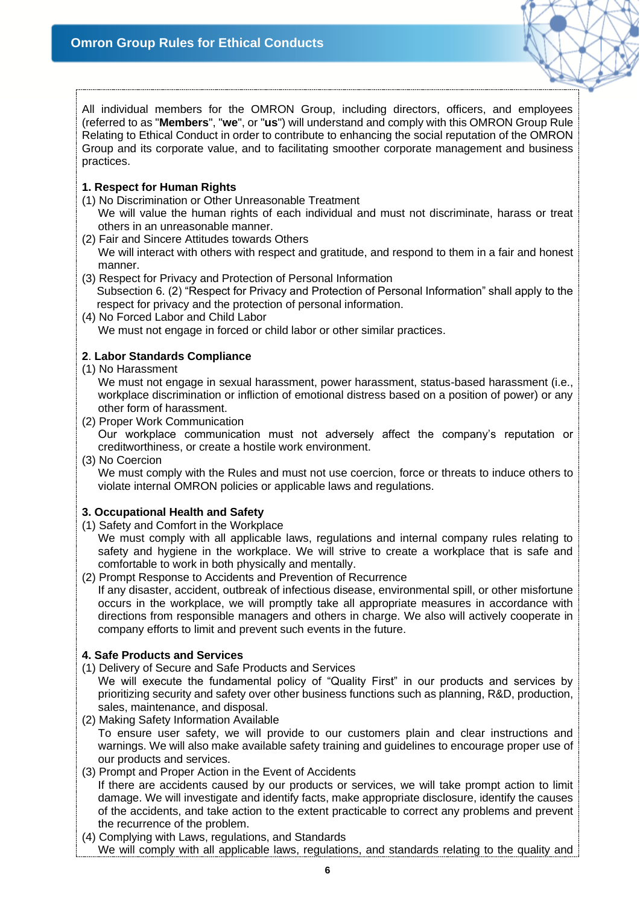All individual members for the OMRON Group, including directors, officers, and employees (referred to as "**Members**", "**we**", or "**us**") will understand and comply with this OMRON Group Rule Relating to Ethical Conduct in order to contribute to enhancing the social reputation of the OMRON Group and its corporate value, and to facilitating smoother corporate management and business practices.

**1. Respect for Human Rights**

(1) No Discrimination or Other Unreasonable Treatment

We will value the human rights of each individual and must not discriminate, harass or treat others in an unreasonable manner.

(2) Fair and Sincere Attitudes towards Others

We will interact with others with respect and gratitude, and respond to them in a fair and honest manner.

(3) Respect for Privacy and Protection of Personal Information

Subsection 6. (2) “Respect for Privacy and Protection of Personal Information” shall apply to the respect for privacy and the protection of personal information.

(4) No Forced Labor and Child Labor

We must not engage in forced or child labor or other similar practices.

**2**. **Labor Standards Compliance**

(1) No Harassment

We must not engage in sexual harassment, power harassment, status-based harassment (i.e., workplace discrimination or infliction of emotional distress based on a position of power) or any other form of harassment.

(2) Proper Work Communication

Our workplace communication must not adversely affect the company’s reputation or creditworthiness, or create a hostile work environment.

(3) No Coercion

We must comply with the Rules and must not use coercion, force or threats to induce others to violate internal OMRON policies or applicable laws and regulations.

**3. Occupational Health and Safety**

(1) Safety and Comfort in the Workplace

We must comply with all applicable laws, regulations and internal company rules relating to safety and hygiene in the workplace. We will strive to create a workplace that is safe and comfortable to work in both physically and mentally.

(2) Prompt Response to Accidents and Prevention of Recurrence

If any disaster, accident, outbreak of infectious disease, environmental spill, or other misfortune occurs in the workplace, we will promptly take all appropriate measures in accordance with directions from responsible managers and others in charge. We also will actively cooperate in company efforts to limit and prevent such events in the future.

**4. Safe Products and Services**

(1) Delivery of Secure and Safe Products and Services

We will execute the fundamental policy of “Quality First” in our products and services by prioritizing security and safety over other business functions such as planning, R&D, production, sales, maintenance, and disposal.

(2) Making Safety Information Available

To ensure user safety, we will provide to our customers plain and clear instructions and warnings. We will also make available safety training and guidelines to encourage proper use of our products and services.

(3) Prompt and Proper Action in the Event of Accidents

If there are accidents caused by our products or services, we will take prompt action to limit damage. We will investigate and identify facts, make appropriate disclosure, identify the causes of the accidents, and take action to the extent practicable to correct any problems and prevent the recurrence of the problem.

(4) Complying with Laws, regulations, and Standards

We will comply with all applicable laws, regulations, and standards relating to the quality and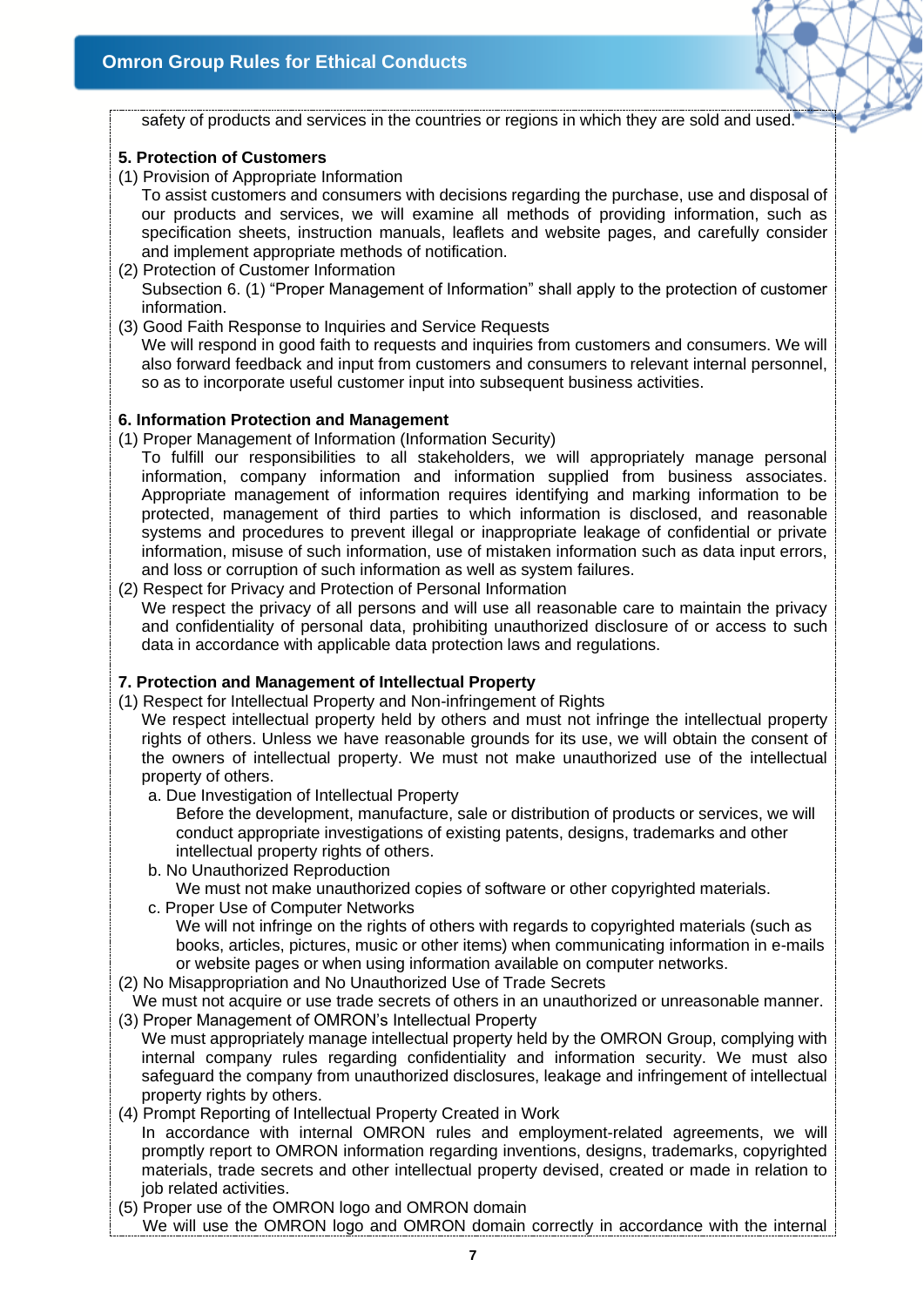safety of products and services in the countries or regions in which they are sold and used.

**5. Protection of Customers**

(1) Provision of Appropriate Information

To assist customers and consumers with decisions regarding the purchase, use and disposal of our products and services, we will examine all methods of providing information, such as specification sheets, instruction manuals, leaflets and website pages, and carefully consider and implement appropriate methods of notification.

(2) Protection of Customer Information

Subsection 6. (1) "Proper Management of Information" shall apply to the protection of customer information.

(3) Good Faith Response to Inquiries and Service Requests

We will respond in good faith to requests and inquiries from customers and consumers. We will also forward feedback and input from customers and consumers to relevant internal personnel, so as to incorporate useful customer input into subsequent business activities.

**6. Information Protection and Management**

(1) Proper Management of Information (Information Security)

To fulfill our responsibilities to all stakeholders, we will appropriately manage personal information, company information and information supplied from business associates. Appropriate management of information requires identifying and marking information to be protected, management of third parties to which information is disclosed, and reasonable systems and procedures to prevent illegal or inappropriate leakage of confidential or private information, misuse of such information, use of mistaken information such as data input errors, and loss or corruption of such information as well as system failures.

(2) Respect for Privacy and Protection of Personal Information

We respect the privacy of all persons and will use all reasonable care to maintain the privacy and confidentiality of personal data, prohibiting unauthorized disclosure of or access to such data in accordance with applicable data protection laws and regulations.

**7. Protection and Management of Intellectual Property**

(1) Respect for Intellectual Property and Non-infringement of Rights

We respect intellectual property held by others and must not infringe the intellectual property rights of others. Unless we have reasonable grounds for its use, we will obtain the consent of the owners of intellectual property. We must not make unauthorized use of the intellectual property of others.

a. Due Investigation of Intellectual Property

Before the development, manufacture, sale or distribution of products or services, we will conduct appropriate investigations of existing patents, designs, trademarks and other intellectual property rights of others.

b. No Unauthorized Reproduction

We must not make unauthorized copies of software or other copyrighted materials.

c. Proper Use of Computer Networks

We will not infringe on the rights of others with regards to copyrighted materials (such as books, articles, pictures, music or other items) when communicating information in e-mails or website pages or when using information available on computer networks.

(2) No Misappropriation and No Unauthorized Use of Trade Secrets

We must not acquire or use trade secrets of others in an unauthorized or unreasonable manner.

(3) Proper Management of OMRON's Intellectual Property

We must appropriately manage intellectual property held by the OMRON Group, complying with internal company rules regarding confidentiality and information security. We must also safeguard the company from unauthorized disclosures, leakage and infringement of intellectual property rights by others.

(4) Prompt Reporting of Intellectual Property Created in Work

In accordance with internal OMRON rules and employment-related agreements, we will promptly report to OMRON information regarding inventions, designs, trademarks, copyrighted materials, trade secrets and other intellectual property devised, created or made in relation to job related activities.

(5) Proper use of the OMRON logo and OMRON domain

We will use the OMRON logo and OMRON domain correctly in accordance with the internal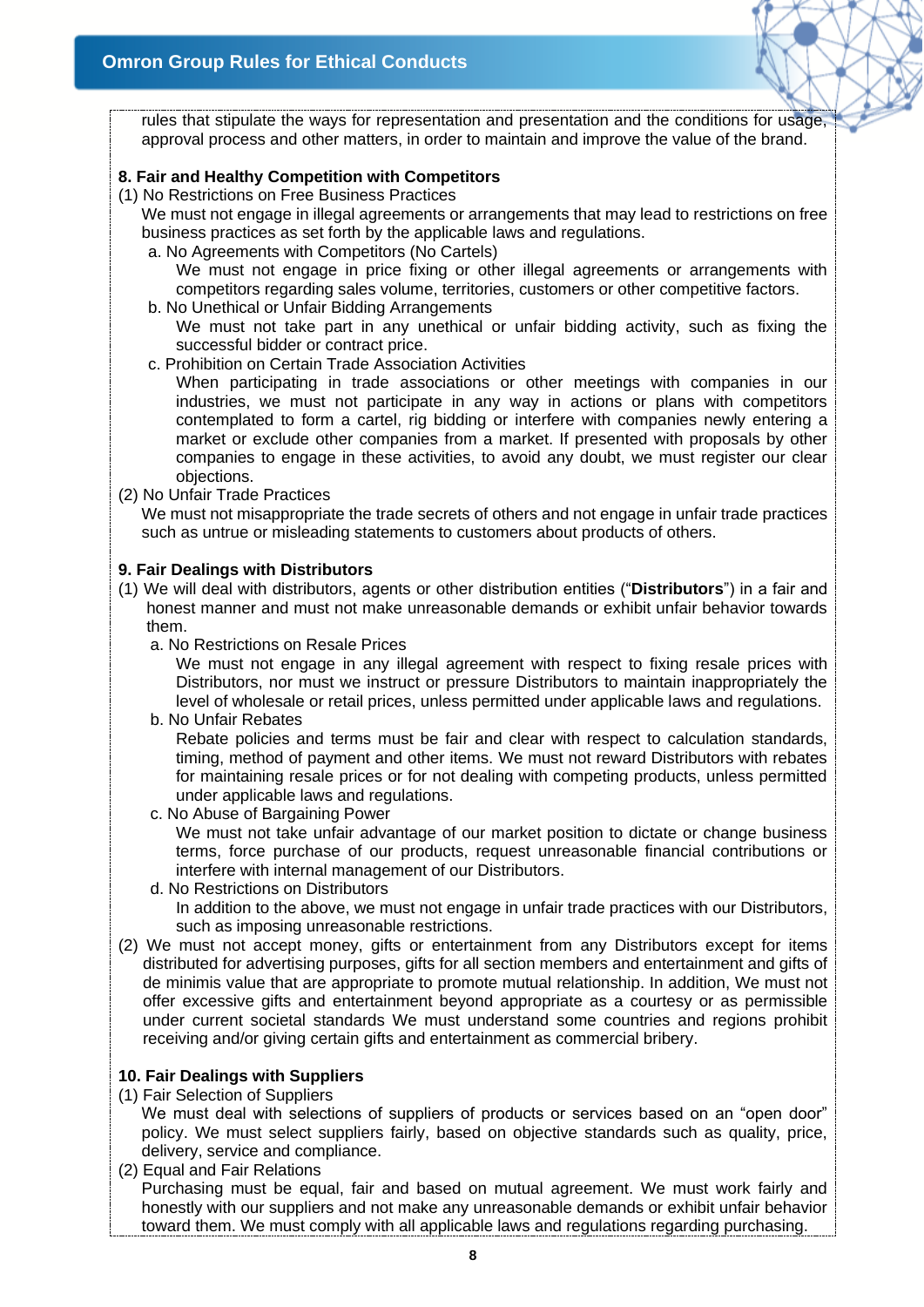rules that stipulate the ways for representation and presentation and the conditions for usage, approval process and other matters, in order to maintain and improve the value of the brand.

### 8. Fair and Healthy Competition with Competitors

(1) No Restrictions on Free Business Practices

We must not engage in illegal agreements or arrangements that may lead to restrictions on free business practices as set forth by the applicable laws and regulations.

a. No Agreements with Competitors (No Cartels)

We must not engage in price fixing or other illegal agreements or arrangements with competitors regarding sales volume, territories, customers or other competitive factors.

b. No Unethical or Unfair Bidding Arrangements

We must not take part in any unethical or unfair bidding activity, such as fixing the successful bidder or contract price.

c. Prohibition on Certain Trade Association Activities

When participating in trade associations or other meetings with companies in our industries, we must not participate in any way in actions or plans with competitors contemplated to form a cartel, rig bidding or interfere with companies newly entering a market or exclude other companies from a market. If presented with proposals by other companies to engage in these activities, to avoid any doubt, we must register our clear objections.

(2) No Unfair Trade Practices

We must not misappropriate the trade secrets of others and not engage in unfair trade practices such as untrue or misleading statements to customers about products of others.

### 9. Fair Dealings with Distributors

(1) We will deal with distributors, agents or other distribution entities ("**Distributors**") in a fair and honest manner and must not make unreasonable demands or exhibit unfair behavior towards them.

a. No Restrictions on Resale Prices

We must not engage in any illegal agreement with respect to fixing resale prices with Distributors, nor must we instruct or pressure Distributors to maintain inappropriately the level of wholesale or retail prices, unless permitted under applicable laws and regulations.

b. No Unfair Rebates

Rebate policies and terms must be fair and clear with respect to calculation standards, timing, method of payment and other items. We must not reward Distributors with rebates for maintaining resale prices or for not dealing with competing products, unless permitted under applicable laws and regulations.

c. No Abuse of Bargaining Power

We must not take unfair advantage of our market position to dictate or change business terms, force purchase of our products, request unreasonable financial contributions or interfere with internal management of our Distributors.

d. No Restrictions on Distributors

In addition to the above, we must not engage in unfair trade practices with our Distributors, such as imposing unreasonable restrictions.

(2) We must not accept money, gifts or entertainment from any Distributors except for items distributed for advertising purposes, gifts for all section members and entertainment and gifts of de minimis value that are appropriate to promote mutual relationship. In addition, We must not offer excessive gifts and entertainment beyond appropriate as a courtesy or as permissible under current societal standards We must understand some countries and regions prohibit receiving and/or giving certain gifts and entertainment as commercial bribery.

### 10. Fair Dealings with Suppliers

(1) Fair Selection of Suppliers

We must deal with selections of suppliers of products or services based on an "open door" policy. We must select suppliers fairly, based on objective standards such as quality, price, delivery, service and compliance.

(2) Equal and Fair Relations

Purchasing must be equal, fair and based on mutual agreement. We must work fairly and honestly with our suppliers and not make any unreasonable demands or exhibit unfair behavior toward them. We must comply with all applicable laws and regulations regarding purchasing.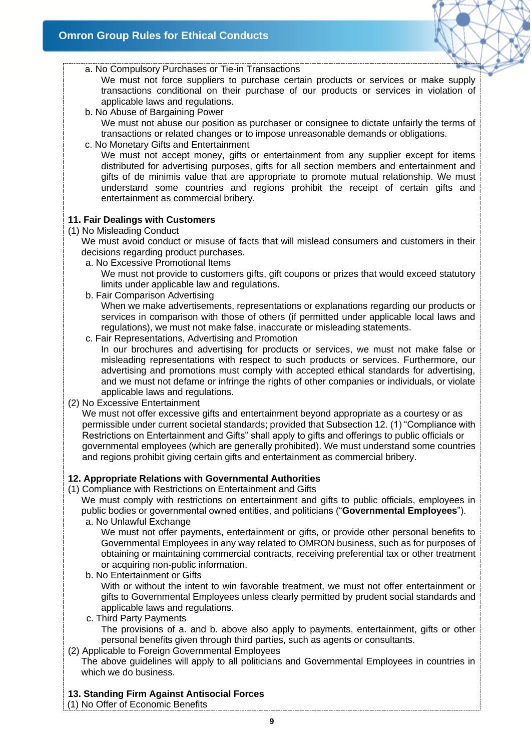a. No Compulsory Purchases or Tie-in Transactions

We must not force suppliers to purchase certain products or services or make supply transactions conditional on their purchase of our products or services in violation of applicable laws and regulations.

b. No Abuse of Bargaining Power

We must not abuse our position as purchaser or consignee to dictate unfairly the terms of transactions or related changes or to impose unreasonable demands or obligations.

c. No Monetary Gifts and Entertainment

We must not accept money, gifts or entertainment from any supplier except for items distributed for advertising purposes, gifts for all section members and entertainment and gifts of de minimis value that are appropriate to promote mutual relationship. We must understand some countries and regions prohibit the receipt of certain gifts and entertainment as commercial bribery.

**11. Fair Dealings with Customers**

(1) No Misleading Conduct

We must avoid conduct or misuse of facts that will mislead consumers and customers in their decisions regarding product purchases.

a. No Excessive Promotional Items

We must not provide to customers gifts, gift coupons or prizes that would exceed statutory limits under applicable law and regulations.

b. Fair Comparison Advertising

When we make advertisements, representations or explanations regarding our products or services in comparison with those of others (if permitted under applicable local laws and regulations), we must not make false, inaccurate or misleading statements.

c. Fair Representations, Advertising and Promotion

In our brochures and advertising for products or services, we must not make false or misleading representations with respect to such products or services. Furthermore, our advertising and promotions must comply with accepted ethical standards for advertising, and we must not defame or infringe the rights of other companies or individuals, or violate applicable laws and regulations.

(2) No Excessive Entertainment

We must not offer excessive gifts and entertainment beyond appropriate as a courtesy or as permissible under current societal standards; provided that Subsection 12. (1) "Compliance with Restrictions on Entertainment and Gifts" shall apply to gifts and offerings to public officials or governmental employees (which are generally prohibited). We must understand some countries and regions prohibit giving certain gifts and entertainment as commercial bribery.

**12. Appropriate Relations with Governmental Authorities**

(1) Compliance with Restrictions on Entertainment and Gifts

We must comply with restrictions on entertainment and gifts to public officials, employees in public bodies or governmental owned entities, and politicians ("**Governmental Employees**").

a. No Unlawful Exchange

We must not offer payments, entertainment or gifts, or provide other personal benefits to Governmental Employees in any way related to OMRON business, such as for purposes of obtaining or maintaining commercial contracts, receiving preferential tax or other treatment or acquiring non-public information.

b. No Entertainment or Gifts

With or without the intent to win favorable treatment, we must not offer entertainment or gifts to Governmental Employees unless clearly permitted by prudent social standards and applicable laws and regulations.

c. Third Party Payments

The provisions of a. and b. above also apply to payments, entertainment, gifts or other personal benefits given through third parties, such as agents or consultants.

(2) Applicable to Foreign Governmental Employees

The above guidelines will apply to all politicians and Governmental Employees in countries in which we do business.

**13. Standing Firm Against Antisocial Forces**

(1) No Offer of Economic Benefits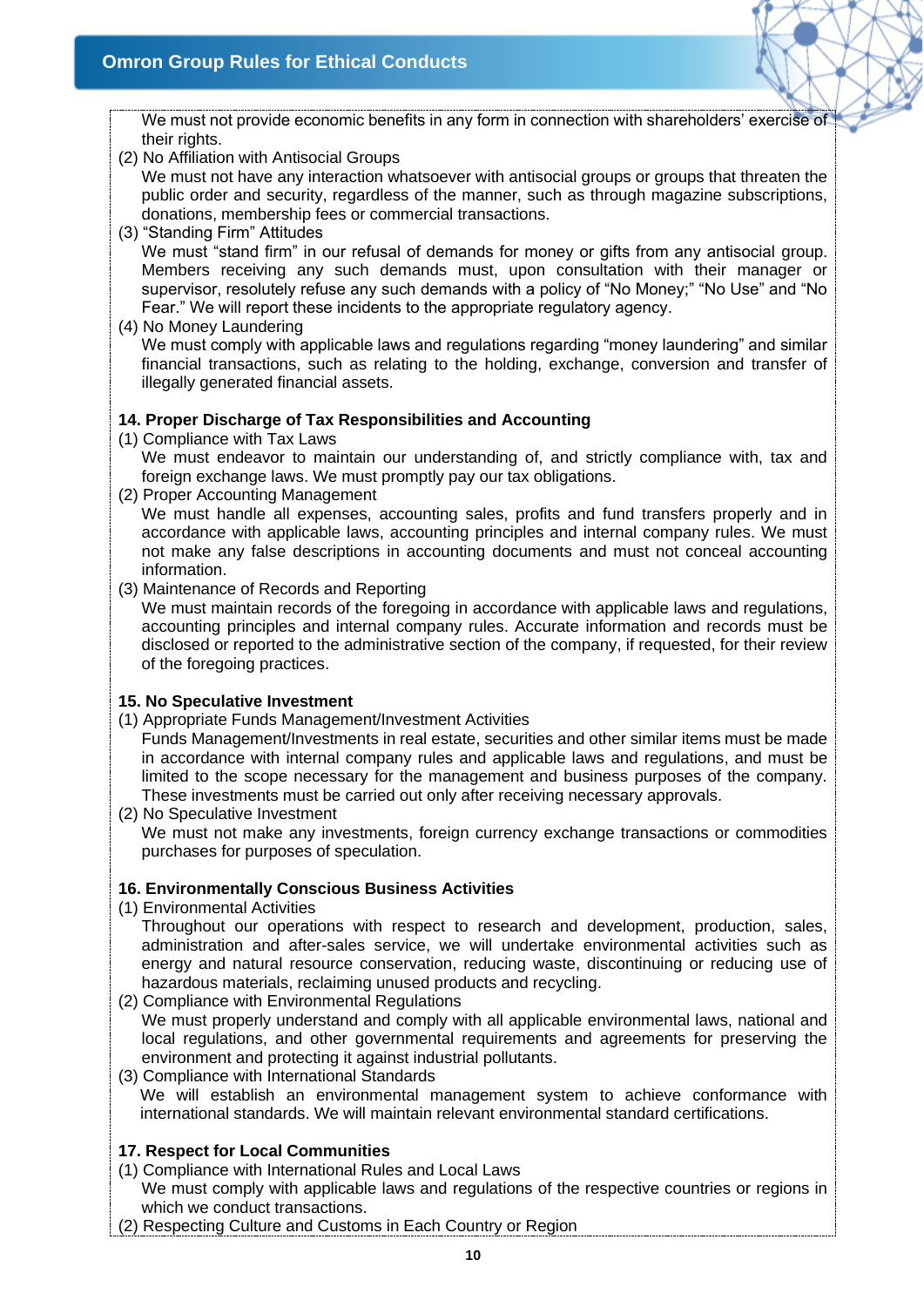We must not provide economic benefits in any form in connection with shareholders' exercise of their rights.

(2) No Affiliation with Antisocial Groups

We must not have any interaction whatsoever with antisocial groups or groups that threaten the public order and security, regardless of the manner, such as through magazine subscriptions, donations, membership fees or commercial transactions.

(3) "Standing Firm" Attitudes

We must "stand firm" in our refusal of demands for money or gifts from any antisocial group. Members receiving any such demands must, upon consultation with their manager or supervisor, resolutely refuse any such demands with a policy of "No Money;" "No Use" and "No Fear." We will report these incidents to the appropriate regulatory agency.

(4) No Money Laundering

We must comply with applicable laws and regulations regarding "money laundering" and similar financial transactions, such as relating to the holding, exchange, conversion and transfer of illegally generated financial assets.

**14. Proper Discharge of Tax Responsibilities and Accounting**

(1) Compliance with Tax Laws

We must endeavor to maintain our understanding of, and strictly compliance with, tax and foreign exchange laws. We must promptly pay our tax obligations.

(2) Proper Accounting Management

We must handle all expenses, accounting sales, profits and fund transfers properly and in accordance with applicable laws, accounting principles and internal company rules. We must not make any false descriptions in accounting documents and must not conceal accounting information.

(3) Maintenance of Records and Reporting

We must maintain records of the foregoing in accordance with applicable laws and regulations, accounting principles and internal company rules. Accurate information and records must be disclosed or reported to the administrative section of the company, if requested, for their review of the foregoing practices.

**15. No Speculative Investment**

(1) Appropriate Funds Management/Investment Activities

Funds Management/Investments in real estate, securities and other similar items must be made in accordance with internal company rules and applicable laws and regulations, and must be limited to the scope necessary for the management and business purposes of the company. These investments must be carried out only after receiving necessary approvals.

(2) No Speculative Investment

We must not make any investments, foreign currency exchange transactions or commodities purchases for purposes of speculation.

**16. Environmentally Conscious Business Activities**

(1) Environmental Activities

Throughout our operations with respect to research and development, production, sales, administration and after-sales service, we will undertake environmental activities such as energy and natural resource conservation, reducing waste, discontinuing or reducing use of hazardous materials, reclaiming unused products and recycling.

(2) Compliance with Environmental Regulations

We must properly understand and comply with all applicable environmental laws, national and local regulations, and other governmental requirements and agreements for preserving the environment and protecting it against industrial pollutants.

(3) Compliance with International Standards

We will establish an environmental management system to achieve conformance with international standards. We will maintain relevant environmental standard certifications.

**17. Respect for Local Communities**

(1) Compliance with International Rules and Local Laws

We must comply with applicable laws and regulations of the respective countries or regions in which we conduct transactions.

(2) Respecting Culture and Customs in Each Country or Region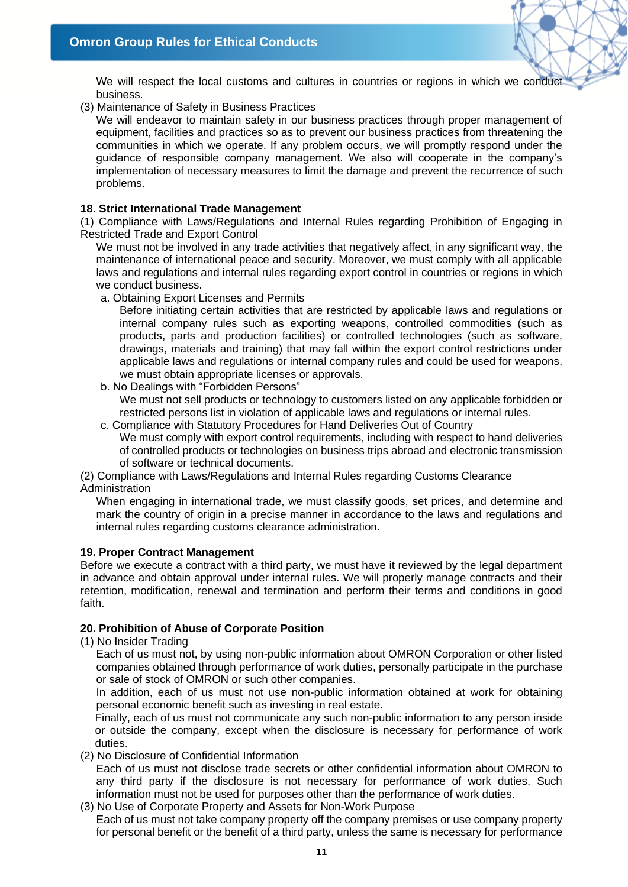We will respect the local customs and cultures in countries or regions in which we conduct business.

(3) Maintenance of Safety in Business Practices

We will endeavor to maintain safety in our business practices through proper management of equipment, facilities and practices so as to prevent our business practices from threatening the communities in which we operate. If any problem occurs, we will promptly respond under the guidance of responsible company management. We also will cooperate in the company's implementation of necessary measures to limit the damage and prevent the recurrence of such problems.

**18. Strict International Trade Management**

(1) Compliance with Laws/Regulations and Internal Rules regarding Prohibition of Engaging in Restricted Trade and Export Control

We must not be involved in any trade activities that negatively affect, in any significant way, the maintenance of international peace and security. Moreover, we must comply with all applicable laws and regulations and internal rules regarding export control in countries or regions in which we conduct business.

a. Obtaining Export Licenses and Permits

Before initiating certain activities that are restricted by applicable laws and regulations or internal company rules such as exporting weapons, controlled commodities (such as products, parts and production facilities) or controlled technologies (such as software, drawings, materials and training) that may fall within the export control restrictions under applicable laws and regulations or internal company rules and could be used for weapons, we must obtain appropriate licenses or approvals.

b. No Dealings with "Forbidden Persons"

We must not sell products or technology to customers listed on any applicable forbidden or restricted persons list in violation of applicable laws and regulations or internal rules.

c. Compliance with Statutory Procedures for Hand Deliveries Out of Country

We must comply with export control requirements, including with respect to hand deliveries of controlled products or technologies on business trips abroad and electronic transmission of software or technical documents.

(2) Compliance with Laws/Regulations and Internal Rules regarding Customs Clearance Administration

When engaging in international trade, we must classify goods, set prices, and determine and mark the country of origin in a precise manner in accordance to the laws and regulations and internal rules regarding customs clearance administration.

**19. Proper Contract Management**

Before we execute a contract with a third party, we must have it reviewed by the legal department in advance and obtain approval under internal rules. We will properly manage contracts and their retention, modification, renewal and termination and perform their terms and conditions in good faith.

**20. Prohibition of Abuse of Corporate Position**

(1) No Insider Trading

Each of us must not, by using non-public information about OMRON Corporation or other listed companies obtained through performance of work duties, personally participate in the purchase or sale of stock of OMRON or such other companies.

In addition, each of us must not use non-public information obtained at work for obtaining personal economic benefit such as investing in real estate.

Finally, each of us must not communicate any such non-public information to any person inside or outside the company, except when the disclosure is necessary for performance of work duties.

(2) No Disclosure of Confidential Information

Each of us must not disclose trade secrets or other confidential information about OMRON to any third party if the disclosure is not necessary for performance of work duties. Such information must not be used for purposes other than the performance of work duties.

(3) No Use of Corporate Property and Assets for Non-Work Purpose

Each of us must not take company property off the company premises or use company property for personal benefit or the benefit of a third party, unless the same is necessary for performance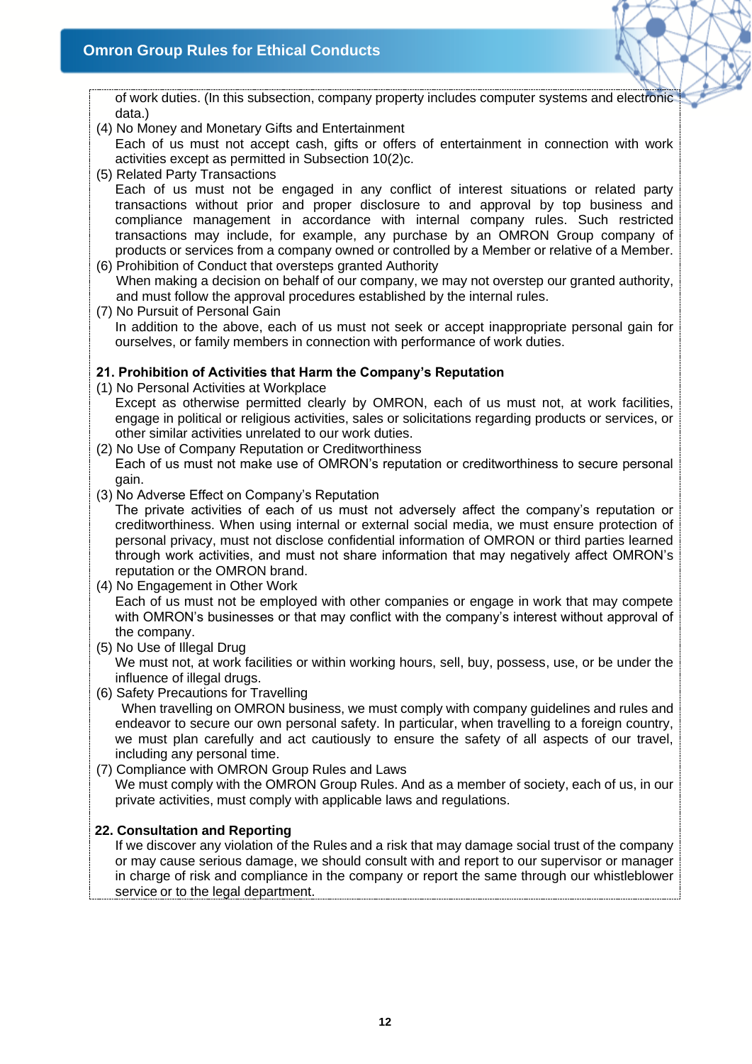of work duties. (In this subsection, company property includes computer systems and electronic data.)

(4) No Money and Monetary Gifts and Entertainment
Each of us must not accept cash, gifts or offers of entertainment in connection with work activities except as permitted in Subsection 10(2)c.

(5) Related Party Transactions
Each of us must not be engaged in any conflict of interest situations or related party transactions without prior and proper disclosure to and approval by top business and compliance management in accordance with internal company rules. Such restricted transactions may include, for example, any purchase by an OMRON Group company of products or services from a company owned or controlled by a Member or relative of a Member.

(6) Prohibition of Conduct that oversteps granted Authority
When making a decision on behalf of our company, we may not overstep our granted authority, and must follow the approval procedures established by the internal rules.

(7) No Pursuit of Personal Gain
In addition to the above, each of us must not seek or accept inappropriate personal gain for ourselves, or family members in connection with performance of work duties.

**21. Prohibition of Activities that Harm the Company's Reputation**

(1) No Personal Activities at Workplace
Except as otherwise permitted clearly by OMRON, each of us must not, at work facilities, engage in political or religious activities, sales or solicitations regarding products or services, or other similar activities unrelated to our work duties.

(2) No Use of Company Reputation or Creditworthiness
Each of us must not make use of OMRON's reputation or creditworthiness to secure personal gain.

(3) No Adverse Effect on Company's Reputation
The private activities of each of us must not adversely affect the company's reputation or creditworthiness. When using internal or external social media, we must ensure protection of personal privacy, must not disclose confidential information of OMRON or third parties learned through work activities, and must not share information that may negatively affect OMRON's reputation or the OMRON brand.

(4) No Engagement in Other Work
Each of us must not be employed with other companies or engage in work that may compete with OMRON's businesses or that may conflict with the company's interest without approval of the company.

(5) No Use of Illegal Drug
We must not, at work facilities or within working hours, sell, buy, possess, use, or be under the influence of illegal drugs.

(6) Safety Precautions for Travelling
When travelling on OMRON business, we must comply with company guidelines and rules and endeavor to secure our own personal safety. In particular, when travelling to a foreign country, we must plan carefully and act cautiously to ensure the safety of all aspects of our travel, including any personal time.

(7) Compliance with OMRON Group Rules and Laws
We must comply with the OMRON Group Rules. And as a member of society, each of us, in our private activities, must comply with applicable laws and regulations.

**22. Consultation and Reporting**

If we discover any violation of the Rules and a risk that may damage social trust of the company or may cause serious damage, we should consult with and report to our supervisor or manager in charge of risk and compliance in the company or report the same through our whistleblower service or to the legal department.